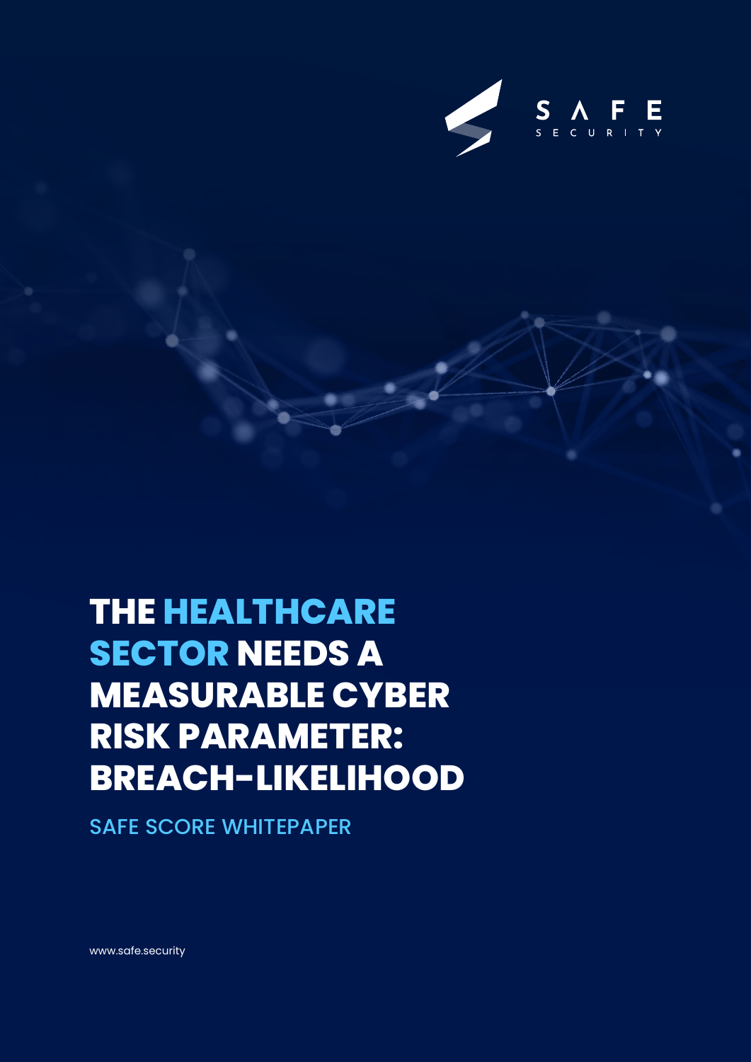SAFE SECURITY

# THE HEALTHCARE SECTOR NEEDS A MEASURABLE CYBER RISK PARAMETER: BREACH-LIKELIHOOD

SAFE SCORE WHITEPAPER

www.safe.security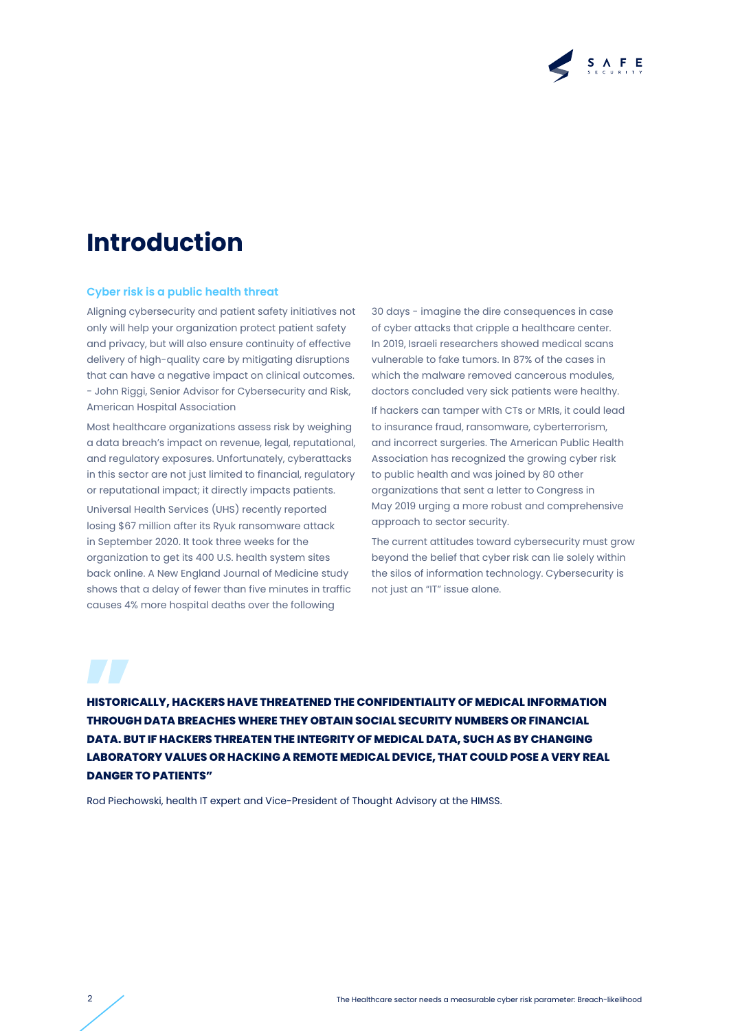# Introduction

### Cyber risk is a public health threat

Aligning cybersecurity and patient safety initiatives not only will help your organization protect patient safety and privacy, but will also ensure continuity of effective delivery of high-quality care by mitigating disruptions that can have a negative impact on clinical outcomes. - John Riggi, Senior Advisor for Cybersecurity and Risk, American Hospital Association

Most healthcare organizations assess risk by weighing a data breach's impact on revenue, legal, reputational, and regulatory exposures. Unfortunately, cyberattacks in this sector are not just limited to financial, regulatory or reputational impact; it directly impacts patients.

Universal Health Services (UHS) recently reported losing $67 million after its Ryuk ransomware attack in September 2020. It took three weeks for the organization to get its 400 U.S. health system sites back online. A New England Journal of Medicine study shows that a delay of fewer than five minutes in traffic causes 4% more hospital deaths over the following 30 days - imagine the dire consequences in case of cyber attacks that cripple a healthcare center. In 2019, Israeli researchers showed medical scans vulnerable to fake tumors. In 87% of the cases in which the malware removed cancerous modules, doctors concluded very sick patients were healthy.

If hackers can tamper with CTs or MRIs, it could lead to insurance fraud, ransomware, cyberterrorism, and incorrect surgeries. The American Public Health Association has recognized the growing cyber risk to public health and was joined by 80 other organizations that sent a letter to Congress in May 2019 urging a more robust and comprehensive approach to sector security.

The current attitudes toward cybersecurity must grow beyond the belief that cyber risk can lie solely within the silos of information technology. Cybersecurity is not just an "IT" issue alone.

> **HISTORICALLY, HACKERS HAVE THREATENED THE CONFIDENTIALITY OF MEDICAL INFORMATION THROUGH DATA BREACHES WHERE THEY OBTAIN SOCIAL SECURITY NUMBERS OR FINANCIAL DATA. BUT IF HACKERS THREATEN THE INTEGRITY OF MEDICAL DATA, SUCH AS BY CHANGING LABORATORY VALUES OR HACKING A REMOTE MEDICAL DEVICE, THAT COULD POSE A VERY REAL DANGER TO PATIENTS"**
>
> Rod Piechowski, health IT expert and Vice-President of Thought Advisory at the HIMSS.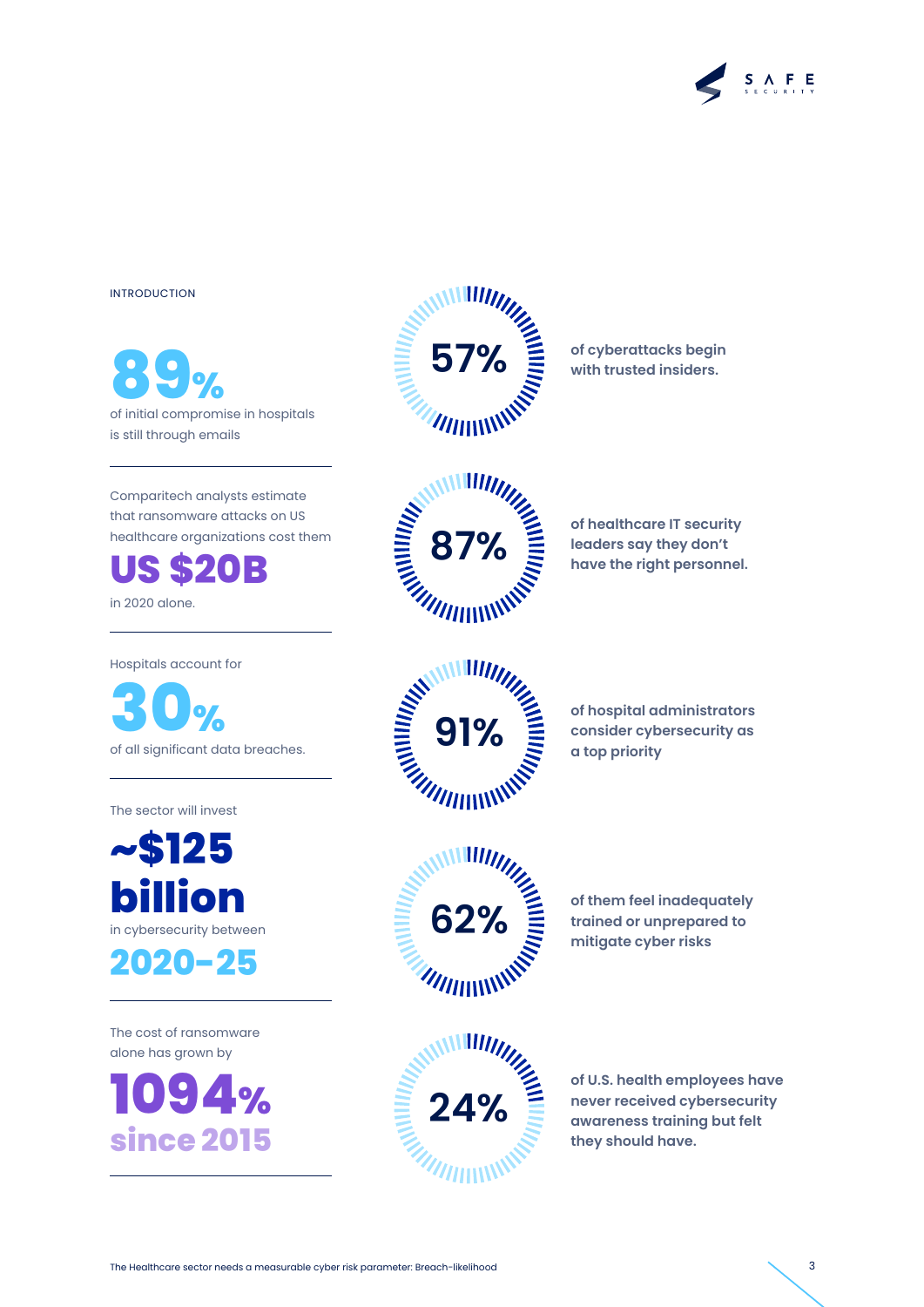INTRODUCTION

**89%**

of initial compromise in hospitals is still through emails

---

Comparitech analysts estimate that ransomware attacks on US healthcare organizations cost them

**US $20B**

in 2020 alone.

---

Hospitals account for

**30%**

of all significant data breaches.

---

The sector will invest

**~$125 billion**

in cybersecurity between

**2020-25**

---

The cost of ransomware alone has grown by

**1094%**
**since 2015**

---

**57%** of cyberattacks begin with trusted insiders.

**87%** of healthcare IT security leaders say they don't have the right personnel.

**91%** of hospital administrators consider cybersecurity as a top priority

**62%** of them feel inadequately trained or unprepared to mitigate cyber risks

**24%** of U.S. health employees have never received cybersecurity awareness training but felt they should have.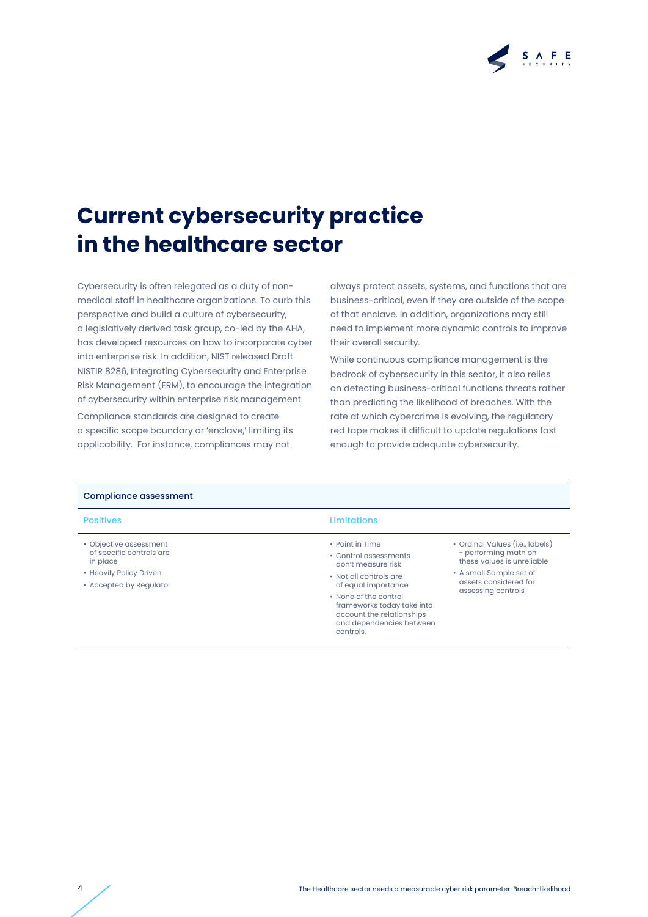# Current cybersecurity practice in the healthcare sector

Cybersecurity is often relegated as a duty of non-medical staff in healthcare organizations. To curb this perspective and build a culture of cybersecurity, a legislatively derived task group, co-led by the AHA, has developed resources on how to incorporate cyber into enterprise risk. In addition, NIST released Draft NISTIR 8286, Integrating Cybersecurity and Enterprise Risk Management (ERM), to encourage the integration of cybersecurity within enterprise risk management.

Compliance standards are designed to create a specific scope boundary or 'enclave,' limiting its applicability. For instance, compliances may not always protect assets, systems, and functions that are business-critical, even if they are outside of the scope of that enclave. In addition, organizations may still need to implement more dynamic controls to improve their overall security.

While continuous compliance management is the bedrock of cybersecurity in this sector, it also relies on detecting business-critical functions threats rather than predicting the likelihood of breaches. With the rate at which cybercrime is evolving, the regulatory red tape makes it difficult to update regulations fast enough to provide adequate cybersecurity.

| Compliance assessment | |
|---|---|
| **Positives** | **Limitations** |
| • Objective assessment of specific controls are in place<br>• Heavily Policy Driven<br>• Accepted by Regulator | • Point in Time<br>• Control assessments don't measure risk<br>• Not all controls are of equal importance<br>• None of the control frameworks today take into account the relationships and dependencies between controls.<br>• Ordinal Values (i.e., labels) - performing math on these values is unreliable<br>• A small Sample set of assets considered for assessing controls |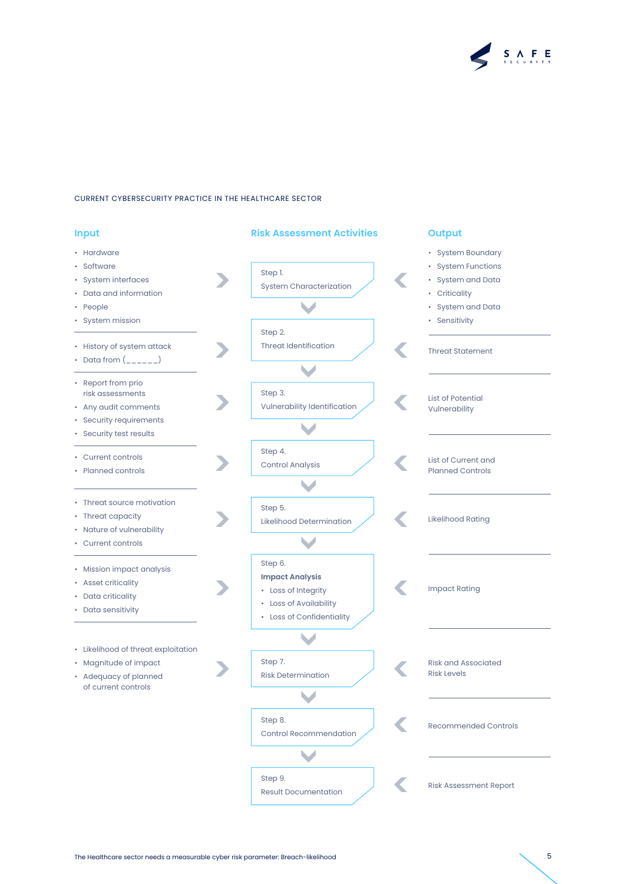CURRENT CYBERSECURITY PRACTICE IN THE HEALTHCARE SECTOR

| Input | Risk Assessment Activities | Output |
|---|---|---|
| • Hardware<br>• Software<br>• System interfaces<br>• Data and information<br>• People<br>• System mission | Step 1.<br>System Characterization | • System Boundary<br>• System Functions<br>• System and Data<br>• Criticality<br>• System and Data<br>• Sensitivity |
| • History of system attack<br>• Data from (______) | Step 2.<br>Threat Identification | Threat Statement |
| • Report from prio risk assessments<br>• Any audit comments<br>• Security requirements<br>• Security test results | Step 3.<br>Vulnerability Identification | List of Potential Vulnerability |
| • Current controls<br>• Planned controls | Step 4.<br>Control Analysis | List of Current and Planned Controls |
| • Threat source motivation<br>• Threat capacity<br>• Nature of vulnerability<br>• Current controls | Step 5.<br>Likelihood Determination | Likelihood Rating |
| • Mission impact analysis<br>• Asset criticality<br>• Data criticality<br>• Data sensitivity | Step 6.<br>**Impact Analysis**<br>• Loss of Integrity<br>• Loss of Availability<br>• Loss of Confidentiality | Impact Rating |
| • Likelihood of threat exploitation<br>• Magnitude of impact<br>• Adequacy of planned of current controls | Step 7.<br>Risk Determination | Risk and Associated Risk Levels |
| | Step 8.<br>Control Recommendation | Recommended Controls |
| | Step 9.<br>Result Documentation | Risk Assessment Report |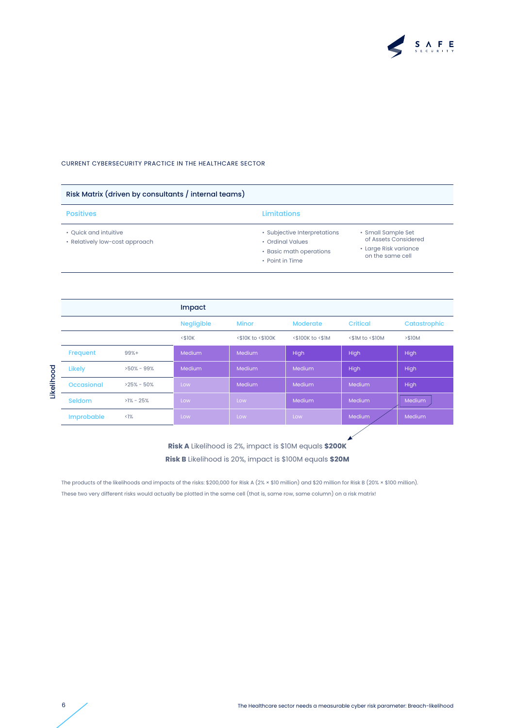CURRENT CYBERSECURITY PRACTICE IN THE HEALTHCARE SECTOR

## Risk Matrix (driven by consultants / internal teams)

| Positives | Limitations |
|---|---|
| • Quick and intuitive<br>• Relatively low-cost approach | • Subjective Interpretations<br>• Ordinal Values<br>• Basic math operations<br>• Point in Time<br>• Small Sample Set of Assets Considered<br>• Large Risk variance on the same cell |

| Likelihood | | Impact | | | | |
|---|---|---|---|---|---|---|
| | | Negligible | Minor | Moderate | Critical | Catastrophic |
| | | <$10K | <$10K to <$100K | <$100K to <$1M | <$1M to <$10M | >$10M |
| Frequent | 99%+ | Medium | Medium | High | High | High |
| Likely | >50% - 99% | Medium | Medium | Medium | High | High |
| Occasional | >25% - 50% | Low | Medium | Medium | Medium | High |
| Seldom | >1% - 25% | Low | Low | Medium | Medium | Medium |
| Improbable | <1% | Low | Low | Low | Medium | Medium |

**Risk A** Likelihood is 2%, impact is $10M equals **$200K**

**Risk B** Likelihood is 20%, impact is $100M equals **$20M**

The products of the likelihoods and impacts of the risks: $200,000 for Risk A (2% × $10 million) and $20 million for Risk B (20% × $100 million). These two very different risks would actually be plotted in the same cell (that is, same row, same column) on a risk matrix!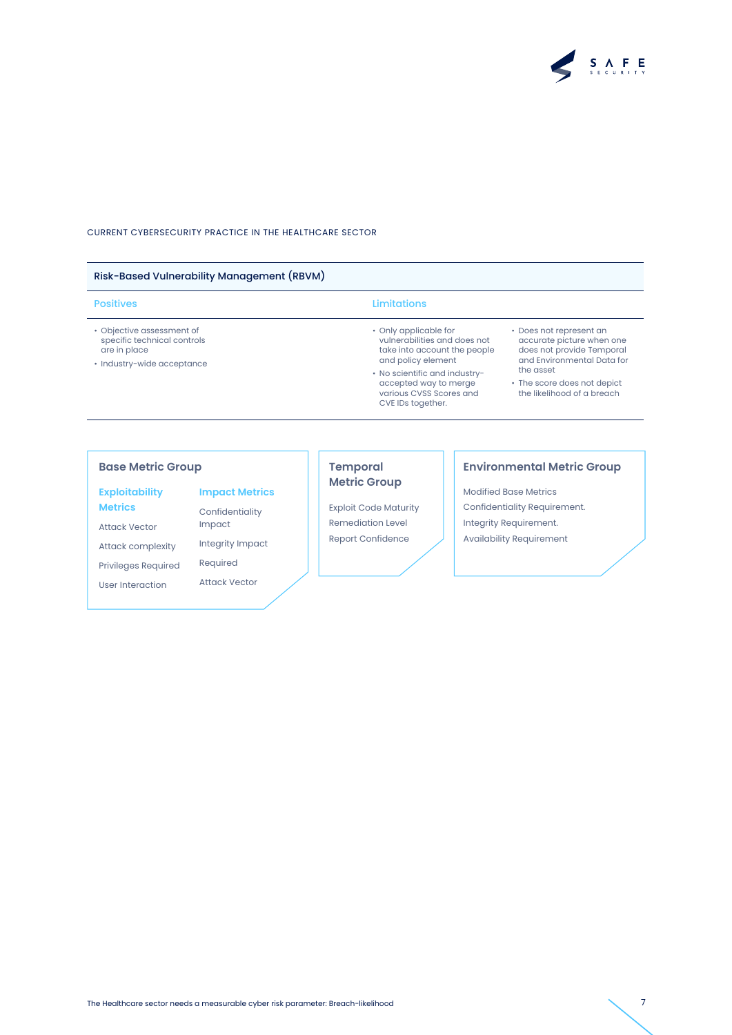CURRENT CYBERSECURITY PRACTICE IN THE HEALTHCARE SECTOR

| Risk-Based Vulnerability Management (RBVM) | |
|---|---|
| **Positives** | **Limitations** |
| • Objective assessment of specific technical controls are in place<br>• Industry-wide acceptance | • Only applicable for vulnerabilities and does not take into account the people and policy element<br>• No scientific and industry-accepted way to merge various CVSS Scores and CVE IDs together.<br>• Does not represent an accurate picture when one does not provide Temporal and Environmental Data for the asset<br>• The score does not depict the likelihood of a breach |

### Base Metric Group

**Exploitability Metrics**

- Attack Vector
- Attack complexity
- Privileges Required
- User Interaction

**Impact Metrics**

- Confidentiality Impact
- Integrity Impact
- Required
- Attack Vector

### Temporal Metric Group

- Exploit Code Maturity
- Remediation Level
- Report Confidence

### Environmental Metric Group

- Modified Base Metrics
- Confidentiality Requirement.
- Integrity Requirement.
- Availability Requirement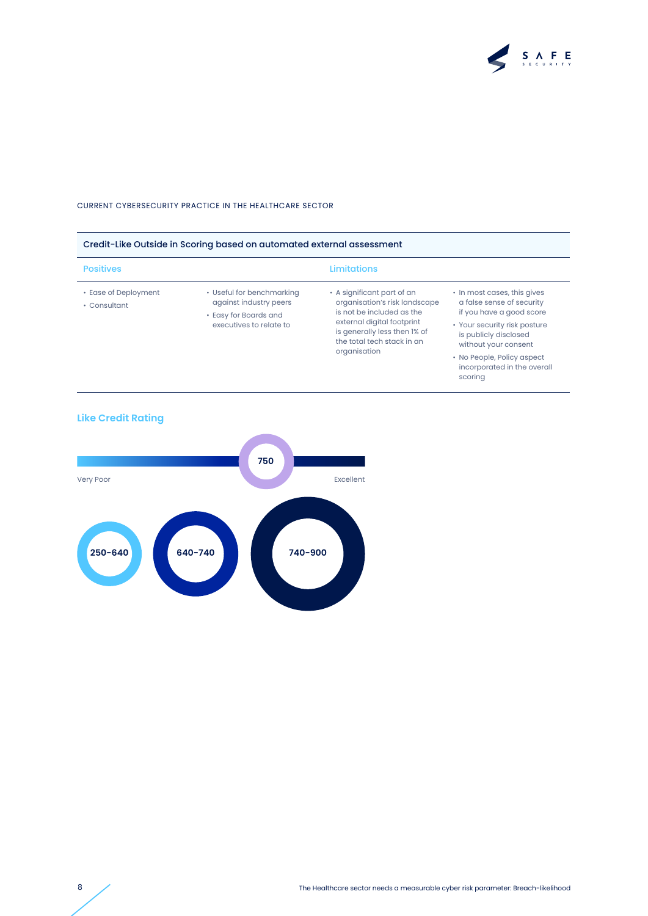CURRENT CYBERSECURITY PRACTICE IN THE HEALTHCARE SECTOR

| Credit-Like Outside in Scoring based on automated external assessment | | | |
|---|---|---|---|
| **Positives** | | **Limitations** | |
| • Ease of Deployment<br>• Consultant | • Useful for benchmarking against industry peers<br>• Easy for Boards and executives to relate to | • A significant part of an organisation's risk landscape is not be included as the external digital footprint is generally less then 1% of the total tech stack in an organisation | • In most cases, this gives a false sense of security if you have a good score<br>• Your security risk posture is publicly disclosed without your consent<br>• No People, Policy aspect incorporated in the overall scoring |

## Like Credit Rating

750

Very Poor — Excellent

250-640

640-740

740-900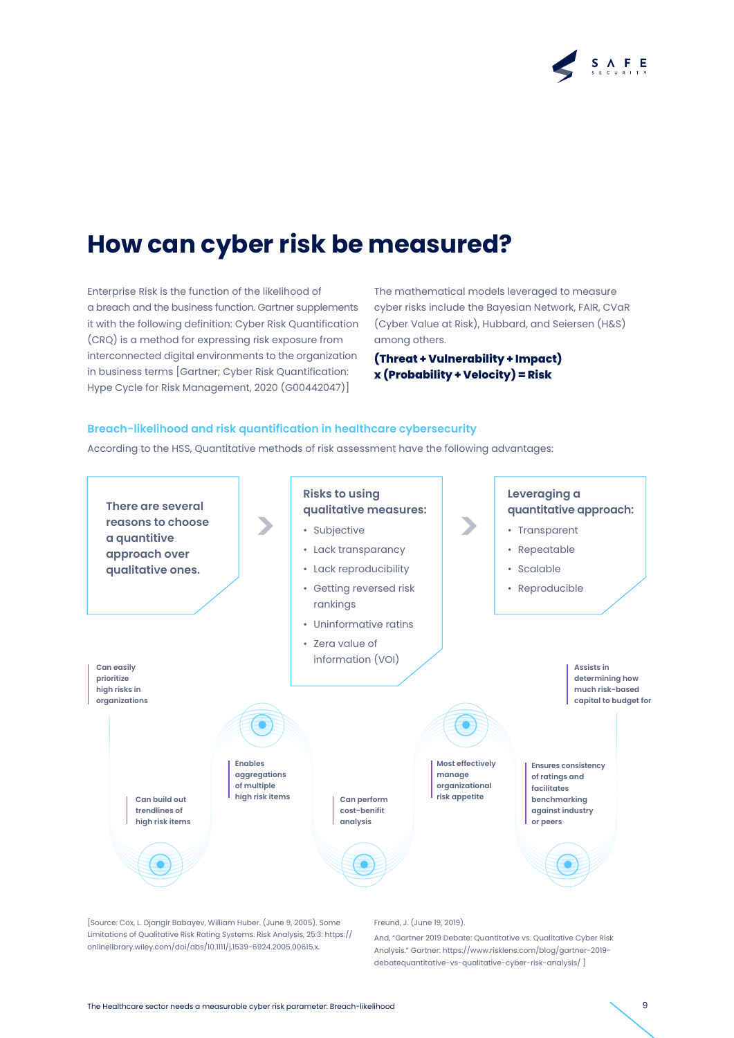# How can cyber risk be measured?

Enterprise Risk is the function of the likelihood of a breach and the business function. Gartner supplements it with the following definition: Cyber Risk Quantification (CRQ) is a method for expressing risk exposure from interconnected digital environments to the organization in business terms [Gartner; Cyber Risk Quantification: Hype Cycle for Risk Management, 2020 (G00442047)]

The mathematical models leveraged to measure cyber risks include the Bayesian Network, FAIR, CVaR (Cyber Value at Risk), Hubbard, and Seiersen (H&S) among others.

**(Threat + Vulnerability + Impact) x (Probability + Velocity) = Risk**

### Breach-likelihood and risk quantification in healthcare cybersecurity

According to the HSS, Quantitative methods of risk assessment have the following advantages:

There are several reasons to choose a quantitive approach over qualitative ones.

**Risks to using qualitative measures:**

- Subjective
- Lack transparancy
- Lack reproducibility
- Getting reversed risk rankings
- Uninformative ratins
- Zera value of information (VOI)

**Leveraging a quantitative approach:**

- Transparent
- Repeatable
- Scalable
- Reproducible

- Can easily prioritize high risks in organizations
- Can build out trendlines of high risk items
- Enables aggregations of multiple high risk items
- Can perform cost-benifit analysis
- Most effectively manage organizational risk appetite
- Ensures consistency of ratings and facilitates benchmarking against industry or peers
- Assists in determining how much risk-based capital to budget for

[Source: Cox, L. Djangir Babayev, William Huber. (June 9, 2005). Some Limitations of Qualitative Risk Rating Systems. Risk Analysis, 25:3: https://onlinelibrary.wiley.com/doi/abs/10.1111/j.1539-6924.2005.00615.x.

Freund, J. (June 19, 2019).

And, "Gartner 2019 Debate: Quantitative vs. Qualitative Cyber Risk Analysis." Gartner: https://www.risklens.com/blog/gartner-2019-debatequantitative-vs-qualitative-cyber-risk-analysis/ ]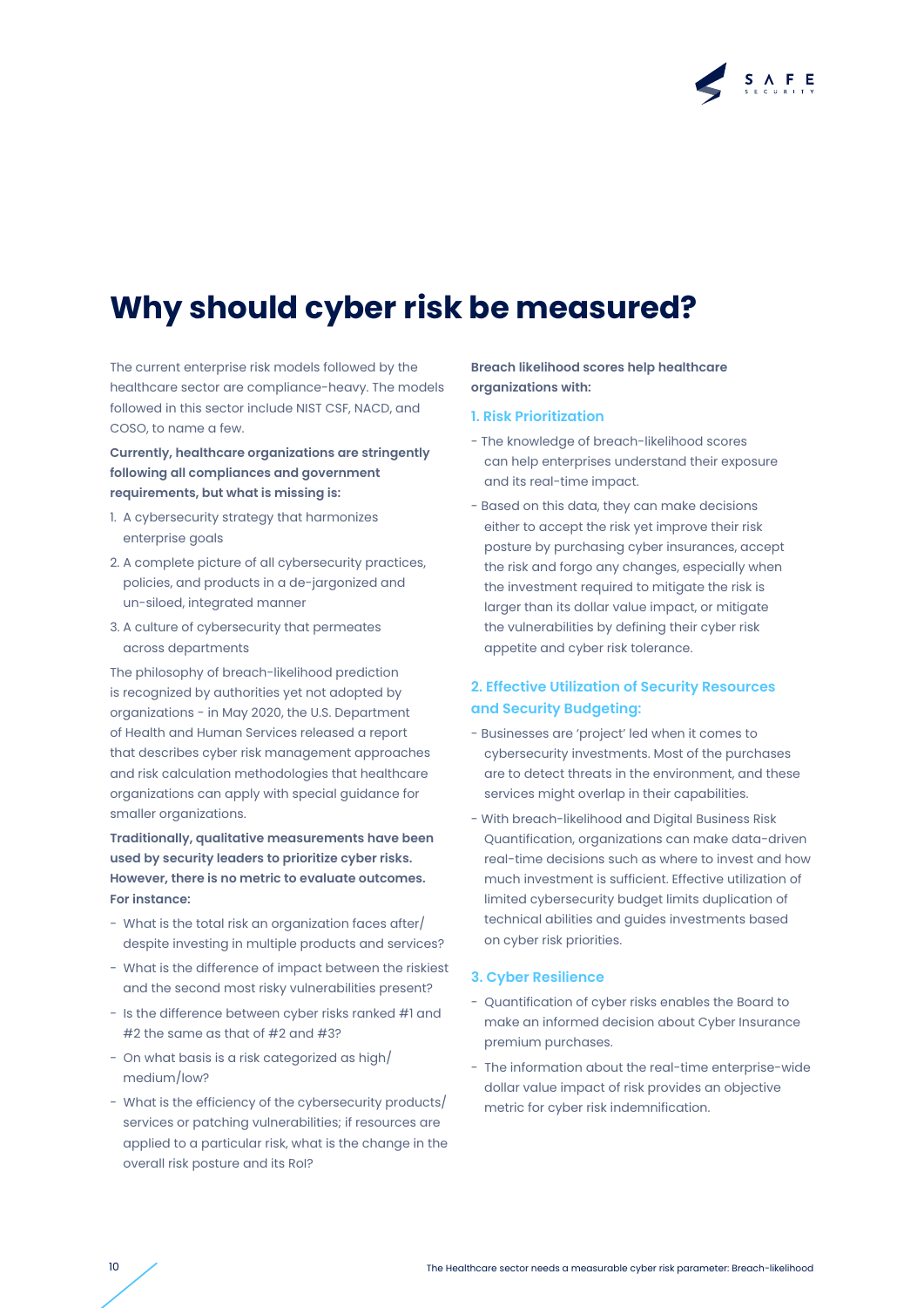# Why should cyber risk be measured?

The current enterprise risk models followed by the healthcare sector are compliance-heavy. The models followed in this sector include NIST CSF, NACD, and COSO, to name a few.

**Currently, healthcare organizations are stringently following all compliances and government requirements, but what is missing is:**

1. A cybersecurity strategy that harmonizes enterprise goals
2. A complete picture of all cybersecurity practices, policies, and products in a de-jargonized and un-siloed, integrated manner
3. A culture of cybersecurity that permeates across departments

The philosophy of breach-likelihood prediction is recognized by authorities yet not adopted by organizations - in May 2020, the U.S. Department of Health and Human Services released a report that describes cyber risk management approaches and risk calculation methodologies that healthcare organizations can apply with special guidance for smaller organizations.

**Traditionally, qualitative measurements have been used by security leaders to prioritize cyber risks. However, there is no metric to evaluate outcomes. For instance:**

- What is the total risk an organization faces after/ despite investing in multiple products and services?
- What is the difference of impact between the riskiest and the second most risky vulnerabilities present?
- Is the difference between cyber risks ranked #1 and #2 the same as that of #2 and #3?
- On what basis is a risk categorized as high/ medium/low?
- What is the efficiency of the cybersecurity products/ services or patching vulnerabilities; if resources are applied to a particular risk, what is the change in the overall risk posture and its RoI?

**Breach likelihood scores help healthcare organizations with:**

### 1. Risk Prioritization

- The knowledge of breach-likelihood scores can help enterprises understand their exposure and its real-time impact.
- Based on this data, they can make decisions either to accept the risk yet improve their risk posture by purchasing cyber insurances, accept the risk and forgo any changes, especially when the investment required to mitigate the risk is larger than its dollar value impact, or mitigate the vulnerabilities by defining their cyber risk appetite and cyber risk tolerance.

### 2. Effective Utilization of Security Resources and Security Budgeting:

- Businesses are 'project' led when it comes to cybersecurity investments. Most of the purchases are to detect threats in the environment, and these services might overlap in their capabilities.
- With breach-likelihood and Digital Business Risk Quantification, organizations can make data-driven real-time decisions such as where to invest and how much investment is sufficient. Effective utilization of limited cybersecurity budget limits duplication of technical abilities and guides investments based on cyber risk priorities.

### 3. Cyber Resilience

- Quantification of cyber risks enables the Board to make an informed decision about Cyber Insurance premium purchases.
- The information about the real-time enterprise-wide dollar value impact of risk provides an objective metric for cyber risk indemnification.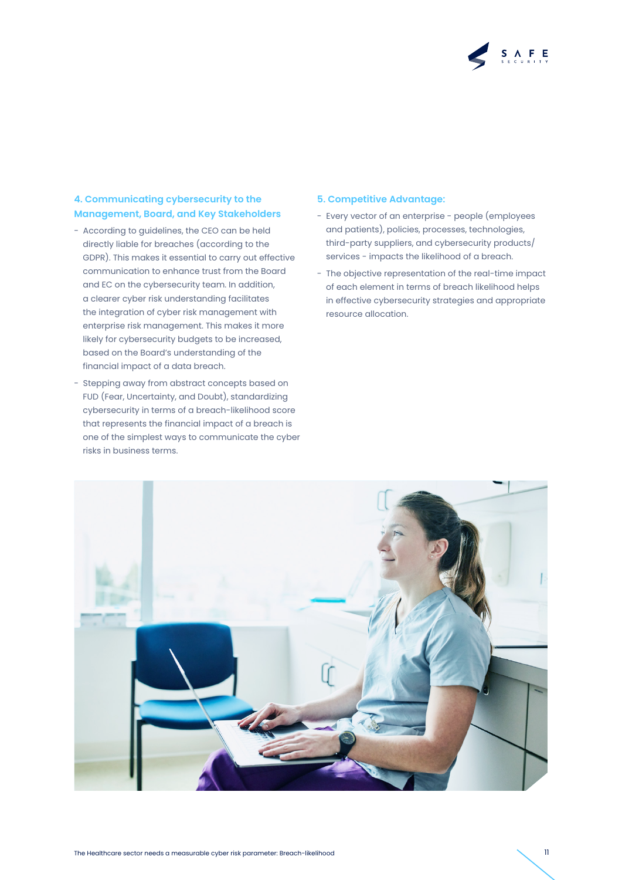### 4. Communicating cybersecurity to the Management, Board, and Key Stakeholders

- According to guidelines, the CEO can be held directly liable for breaches (according to the GDPR). This makes it essential to carry out effective communication to enhance trust from the Board and EC on the cybersecurity team. In addition, a clearer cyber risk understanding facilitates the integration of cyber risk management with enterprise risk management. This makes it more likely for cybersecurity budgets to be increased, based on the Board's understanding of the financial impact of a data breach.
- Stepping away from abstract concepts based on FUD (Fear, Uncertainty, and Doubt), standardizing cybersecurity in terms of a breach-likelihood score that represents the financial impact of a breach is one of the simplest ways to communicate the cyber risks in business terms.

### 5. Competitive Advantage:

- Every vector of an enterprise - people (employees and patients), policies, processes, technologies, third-party suppliers, and cybersecurity products/services - impacts the likelihood of a breach.
- The objective representation of the real-time impact of each element in terms of breach likelihood helps in effective cybersecurity strategies and appropriate resource allocation.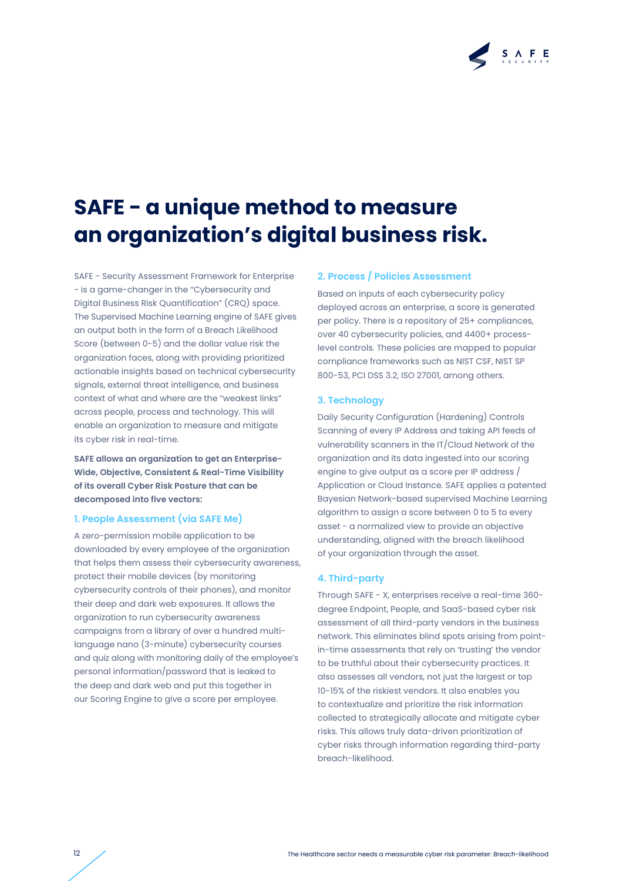# SAFE - a unique method to measure an organization's digital business risk.

SAFE - Security Assessment Framework for Enterprise - is a game-changer in the "Cybersecurity and Digital Business Risk Quantification" (CRQ) space. The Supervised Machine Learning engine of SAFE gives an output both in the form of a Breach Likelihood Score (between 0-5) and the dollar value risk the organization faces, along with providing prioritized actionable insights based on technical cybersecurity signals, external threat intelligence, and business context of what and where are the "weakest links" across people, process and technology. This will enable an organization to measure and mitigate its cyber risk in real-time.

**SAFE allows an organization to get an Enterprise-Wide, Objective, Consistent & Real-Time Visibility of its overall Cyber Risk Posture that can be decomposed into five vectors:**

### 1. People Assessment (via SAFE Me)

A zero-permission mobile application to be downloaded by every employee of the organization that helps them assess their cybersecurity awareness, protect their mobile devices (by monitoring cybersecurity controls of their phones), and monitor their deep and dark web exposures. It allows the organization to run cybersecurity awareness campaigns from a library of over a hundred multi-language nano (3-minute) cybersecurity courses and quiz along with monitoring daily of the employee's personal information/password that is leaked to the deep and dark web and put this together in our Scoring Engine to give a score per employee.

### 2. Process / Policies Assessment

Based on inputs of each cybersecurity policy deployed across an enterprise, a score is generated per policy. There is a repository of 25+ compliances, over 40 cybersecurity policies, and 4400+ process-level controls. These policies are mapped to popular compliance frameworks such as NIST CSF, NIST SP 800-53, PCI DSS 3.2, ISO 27001, among others.

### 3. Technology

Daily Security Configuration (Hardening) Controls Scanning of every IP Address and taking API feeds of vulnerability scanners in the IT/Cloud Network of the organization and its data ingested into our scoring engine to give output as a score per IP address / Application or Cloud Instance. SAFE applies a patented Bayesian Network-based supervised Machine Learning algorithm to assign a score between 0 to 5 to every asset - a normalized view to provide an objective understanding, aligned with the breach likelihood of your organization through the asset.

### 4. Third-party

Through SAFE - X, enterprises receive a real-time 360-degree Endpoint, People, and SaaS-based cyber risk assessment of all third-party vendors in the business network. This eliminates blind spots arising from point-in-time assessments that rely on 'trusting' the vendor to be truthful about their cybersecurity practices. It also assesses all vendors, not just the largest or top 10-15% of the riskiest vendors. It also enables you to contextualize and prioritize the risk information collected to strategically allocate and mitigate cyber risks. This allows truly data-driven prioritization of cyber risks through information regarding third-party breach-likelihood.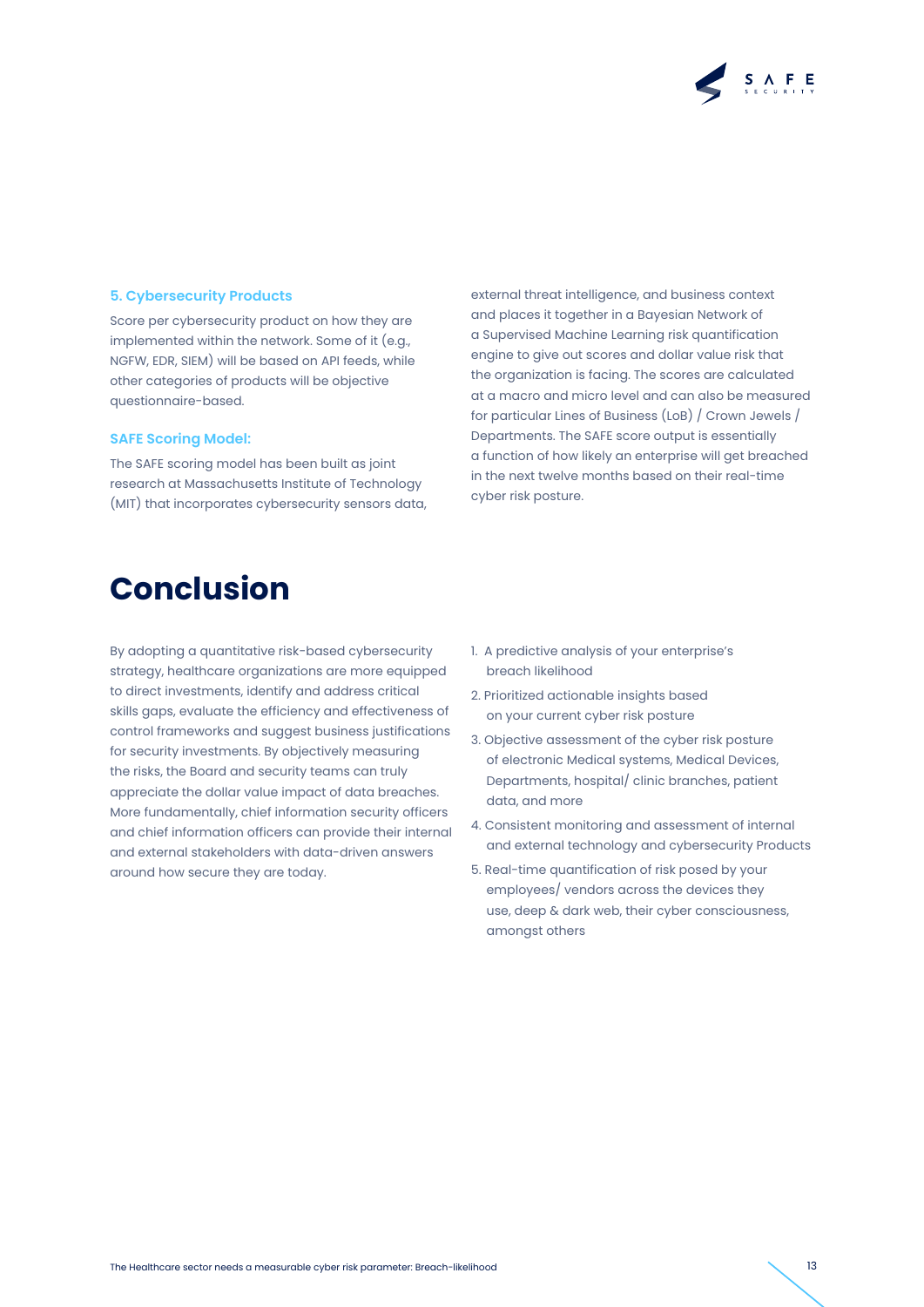### 5. Cybersecurity Products

Score per cybersecurity product on how they are implemented within the network. Some of it (e.g., NGFW, EDR, SIEM) will be based on API feeds, while other categories of products will be objective questionnaire-based.

### SAFE Scoring Model:

The SAFE scoring model has been built as joint research at Massachusetts Institute of Technology (MIT) that incorporates cybersecurity sensors data, external threat intelligence, and business context and places it together in a Bayesian Network of a Supervised Machine Learning risk quantification engine to give out scores and dollar value risk that the organization is facing. The scores are calculated at a macro and micro level and can also be measured for particular Lines of Business (LoB) / Crown Jewels / Departments. The SAFE score output is essentially a function of how likely an enterprise will get breached in the next twelve months based on their real-time cyber risk posture.

# Conclusion

By adopting a quantitative risk-based cybersecurity strategy, healthcare organizations are more equipped to direct investments, identify and address critical skills gaps, evaluate the efficiency and effectiveness of control frameworks and suggest business justifications for security investments. By objectively measuring the risks, the Board and security teams can truly appreciate the dollar value impact of data breaches. More fundamentally, chief information security officers and chief information officers can provide their internal and external stakeholders with data-driven answers around how secure they are today.

1. A predictive analysis of your enterprise's breach likelihood
2. Prioritized actionable insights based on your current cyber risk posture
3. Objective assessment of the cyber risk posture of electronic Medical systems, Medical Devices, Departments, hospital/ clinic branches, patient data, and more
4. Consistent monitoring and assessment of internal and external technology and cybersecurity Products
5. Real-time quantification of risk posed by your employees/ vendors across the devices they use, deep & dark web, their cyber consciousness, amongst others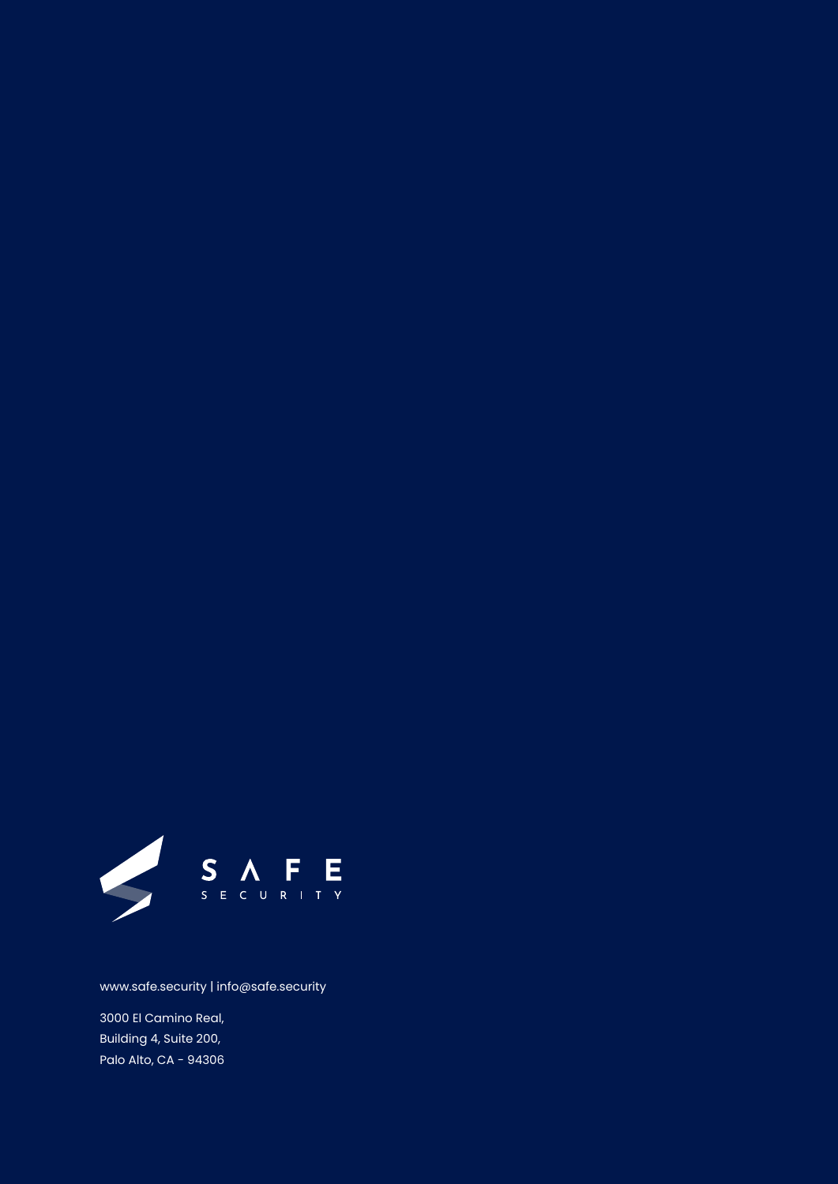SAFE SECURITY

www.safe.security | info@safe.security

3000 El Camino Real,
Building 4, Suite 200,
Palo Alto, CA - 94306